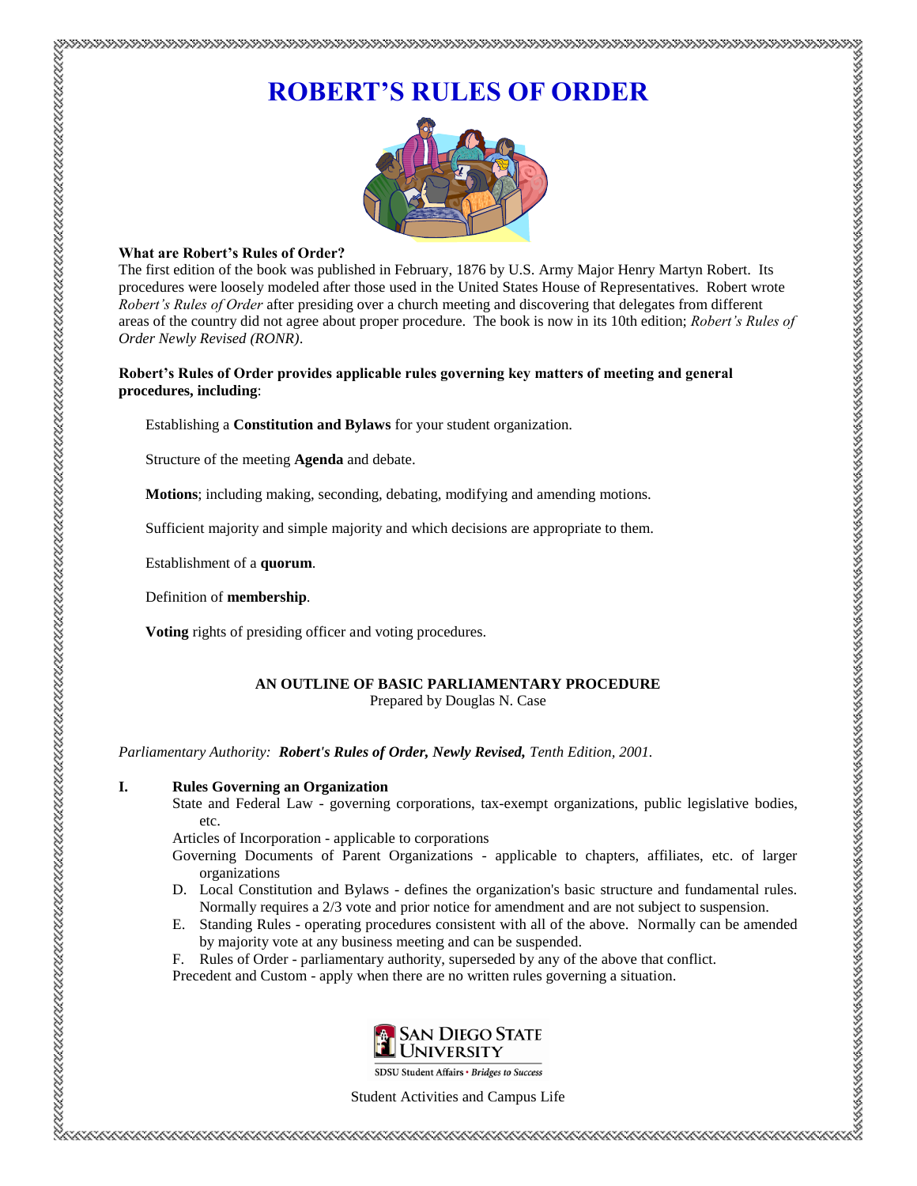# ROBERT'S RULES OF ORDER

**What are Robert's Rules of Order?**

The first edition of the book was published in February, 1876 by U.S. Army Major Henry Martyn Robert. Its procedures were loosely modeled after those used in the United States House of Representatives. Robert wrote *Robert's Rules of Order* after presiding over a church meeting and discovering that delegates from different areas of the country did not agree about proper procedure. The book is now in its 10th edition; *Robert's Rules of Order Newly Revised (RONR)*.

**Robert's Rules of Order provides applicable rules governing key matters of meeting and general procedures, including**:

Establishing a **Constitution and Bylaws** for your student organization.

Structure of the meeting **Agenda** and debate.

**Motions**; including making, seconding, debating, modifying and amending motions.

Sufficient majority and simple majority and which decisions are appropriate to them.

Establishment of a **quorum**.

Definition of **membership**.

**Voting** rights of presiding officer and voting procedures.

## AN OUTLINE OF BASIC PARLIAMENTARY PROCEDURE

Prepared by Douglas N. Case

*Parliamentary Authority:* ***Robert's Rules of Order, Newly Revised,*** *Tenth Edition, 2001.*

**I. Rules Governing an Organization**

State and Federal Law - governing corporations, tax-exempt organizations, public legislative bodies, etc.

Articles of Incorporation - applicable to corporations

Governing Documents of Parent Organizations - applicable to chapters, affiliates, etc. of larger organizations

D. Local Constitution and Bylaws - defines the organization's basic structure and fundamental rules. Normally requires a 2/3 vote and prior notice for amendment and are not subject to suspension.

E. Standing Rules - operating procedures consistent with all of the above. Normally can be amended by majority vote at any business meeting and can be suspended.

F. Rules of Order - parliamentary authority, superseded by any of the above that conflict.

Precedent and Custom - apply when there are no written rules governing a situation.

SAN DIEGO STATE UNIVERSITY

SDSU Student Affairs • *Bridges to Success*

Student Activities and Campus Life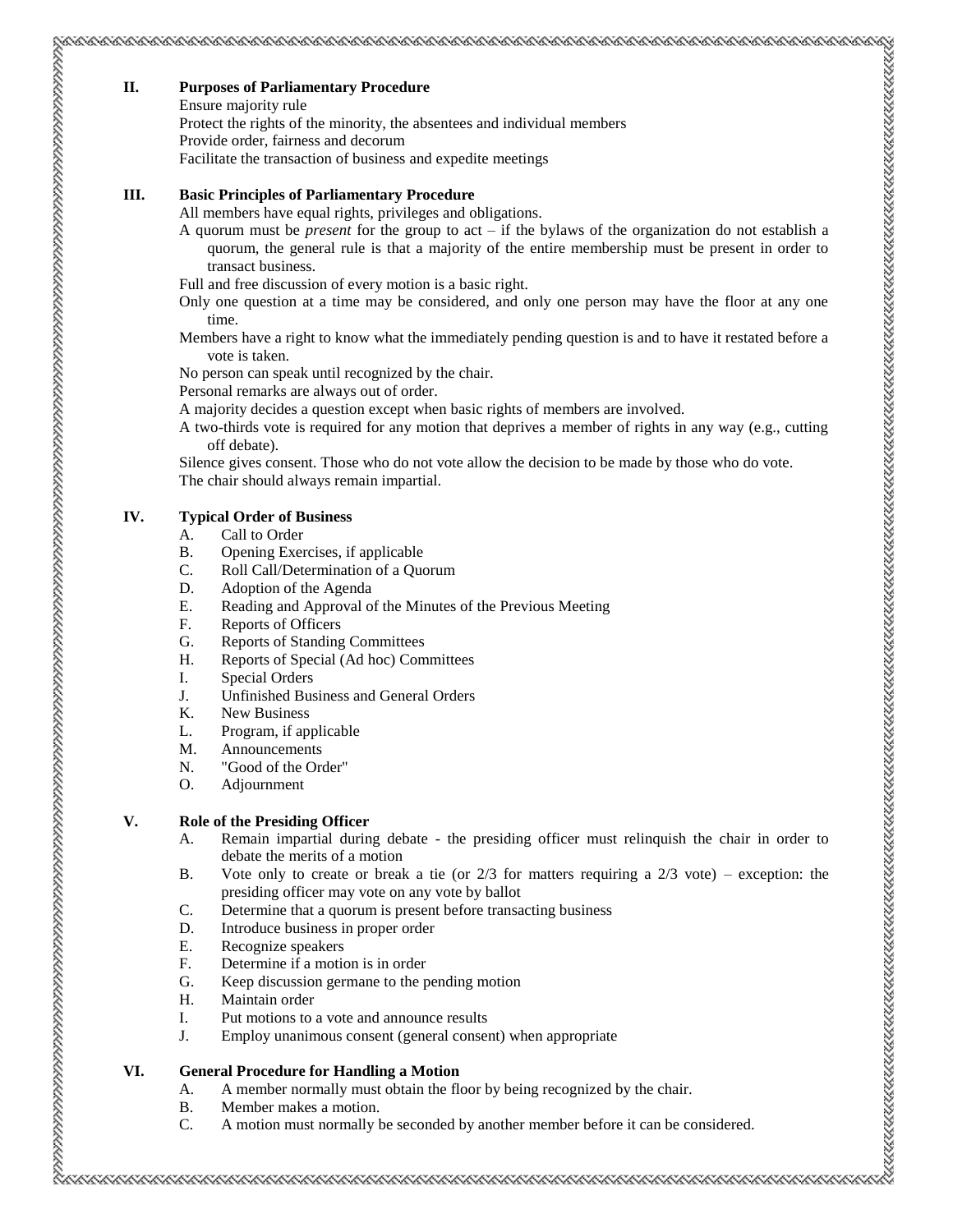## II. Purposes of Parliamentary Procedure

Ensure majority rule
Protect the rights of the minority, the absentees and individual members
Provide order, fairness and decorum
Facilitate the transaction of business and expedite meetings

## III. Basic Principles of Parliamentary Procedure

All members have equal rights, privileges and obligations.
A quorum must be *present* for the group to act – if the bylaws of the organization do not establish a quorum, the general rule is that a majority of the entire membership must be present in order to transact business.
Full and free discussion of every motion is a basic right.
Only one question at a time may be considered, and only one person may have the floor at any one time.
Members have a right to know what the immediately pending question is and to have it restated before a vote is taken.
No person can speak until recognized by the chair.
Personal remarks are always out of order.
A majority decides a question except when basic rights of members are involved.
A two-thirds vote is required for any motion that deprives a member of rights in any way (e.g., cutting off debate).
Silence gives consent. Those who do not vote allow the decision to be made by those who do vote.
The chair should always remain impartial.

## IV. Typical Order of Business

A. Call to Order
B. Opening Exercises, if applicable
C. Roll Call/Determination of a Quorum
D. Adoption of the Agenda
E. Reading and Approval of the Minutes of the Previous Meeting
F. Reports of Officers
G. Reports of Standing Committees
H. Reports of Special (Ad hoc) Committees
I. Special Orders
J. Unfinished Business and General Orders
K. New Business
L. Program, if applicable
M. Announcements
N. "Good of the Order"
O. Adjournment

## V. Role of the Presiding Officer

A. Remain impartial during debate - the presiding officer must relinquish the chair in order to debate the merits of a motion
B. Vote only to create or break a tie (or 2/3 for matters requiring a 2/3 vote) – exception: the presiding officer may vote on any vote by ballot
C. Determine that a quorum is present before transacting business
D. Introduce business in proper order
E. Recognize speakers
F. Determine if a motion is in order
G. Keep discussion germane to the pending motion
H. Maintain order
I. Put motions to a vote and announce results
J. Employ unanimous consent (general consent) when appropriate

## VI. General Procedure for Handling a Motion

A. A member normally must obtain the floor by being recognized by the chair.
B. Member makes a motion.
C. A motion must normally be seconded by another member before it can be considered.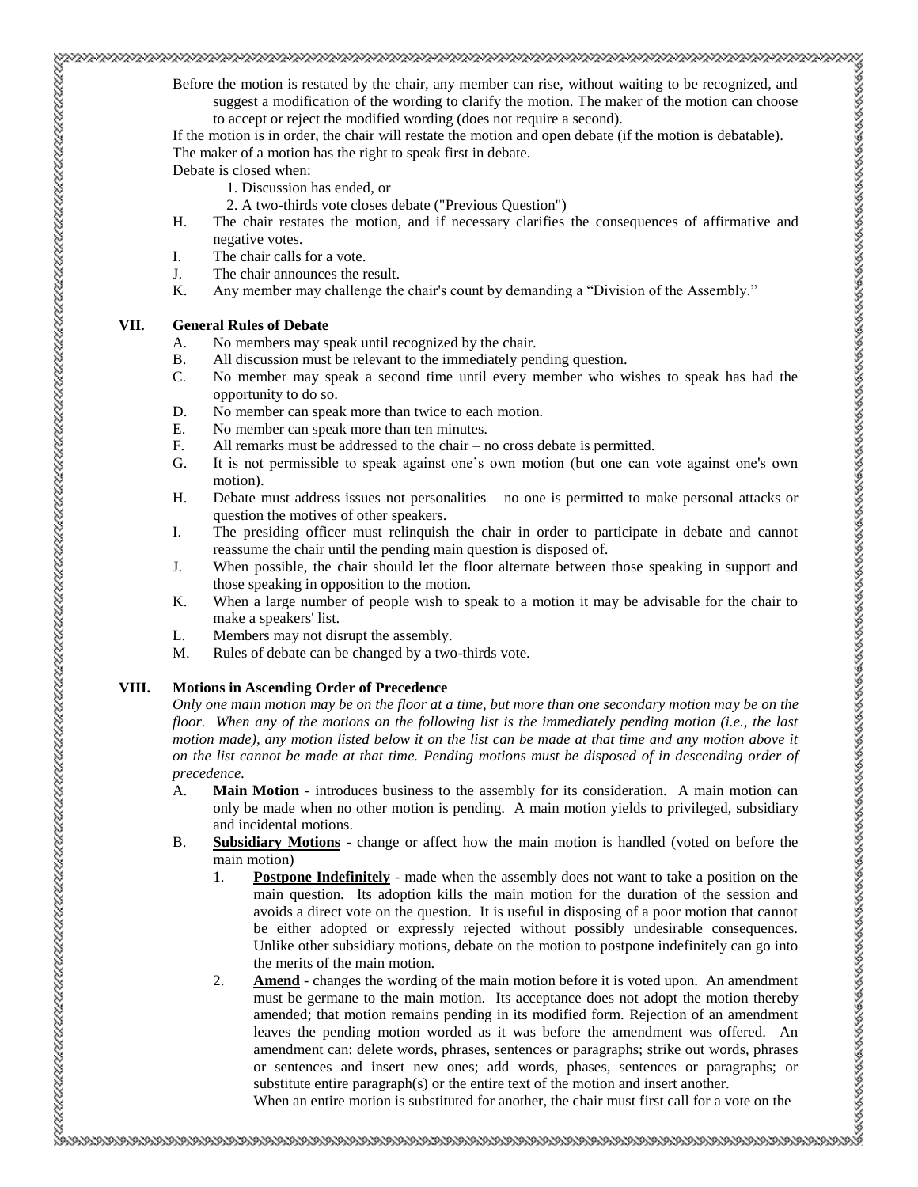Before the motion is restated by the chair, any member can rise, without waiting to be recognized, and suggest a modification of the wording to clarify the motion. The maker of the motion can choose to accept or reject the modified wording (does not require a second).

If the motion is in order, the chair will restate the motion and open debate (if the motion is debatable).

The maker of a motion has the right to speak first in debate.

Debate is closed when:

1. Discussion has ended, or
2. A two-thirds vote closes debate ("Previous Question")

H. The chair restates the motion, and if necessary clarifies the consequences of affirmative and negative votes.

I. The chair calls for a vote.

J. The chair announces the result.

K. Any member may challenge the chair's count by demanding a "Division of the Assembly."

## VII. General Rules of Debate

A. No members may speak until recognized by the chair.

B. All discussion must be relevant to the immediately pending question.

C. No member may speak a second time until every member who wishes to speak has had the opportunity to do so.

D. No member can speak more than twice to each motion.

E. No member can speak more than ten minutes.

F. All remarks must be addressed to the chair – no cross debate is permitted.

G. It is not permissible to speak against one's own motion (but one can vote against one's own motion).

H. Debate must address issues not personalities – no one is permitted to make personal attacks or question the motives of other speakers.

I. The presiding officer must relinquish the chair in order to participate in debate and cannot reassume the chair until the pending main question is disposed of.

J. When possible, the chair should let the floor alternate between those speaking in support and those speaking in opposition to the motion.

K. When a large number of people wish to speak to a motion it may be advisable for the chair to make a speakers' list.

L. Members may not disrupt the assembly.

M. Rules of debate can be changed by a two-thirds vote.

## VIII. Motions in Ascending Order of Precedence

*Only one main motion may be on the floor at a time, but more than one secondary motion may be on the floor. When any of the motions on the following list is the immediately pending motion (i.e., the last motion made), any motion listed below it on the list can be made at that time and any motion above it on the list cannot be made at that time. Pending motions must be disposed of in descending order of precedence.*

A. **Main Motion** - introduces business to the assembly for its consideration. A main motion can only be made when no other motion is pending. A main motion yields to privileged, subsidiary and incidental motions.

B. **Subsidiary Motions** - change or affect how the main motion is handled (voted on before the main motion)

1. **Postpone Indefinitely** - made when the assembly does not want to take a position on the main question. Its adoption kills the main motion for the duration of the session and avoids a direct vote on the question. It is useful in disposing of a poor motion that cannot be either adopted or expressly rejected without possibly undesirable consequences. Unlike other subsidiary motions, debate on the motion to postpone indefinitely can go into the merits of the main motion.

2. **Amend** - changes the wording of the main motion before it is voted upon. An amendment must be germane to the main motion. Its acceptance does not adopt the motion thereby amended; that motion remains pending in its modified form. Rejection of an amendment leaves the pending motion worded as it was before the amendment was offered. An amendment can: delete words, phrases, sentences or paragraphs; strike out words, phrases or sentences and insert new ones; add words, phases, sentences or paragraphs; or substitute entire paragraph(s) or the entire text of the motion and insert another.

   When an entire motion is substituted for another, the chair must first call for a vote on the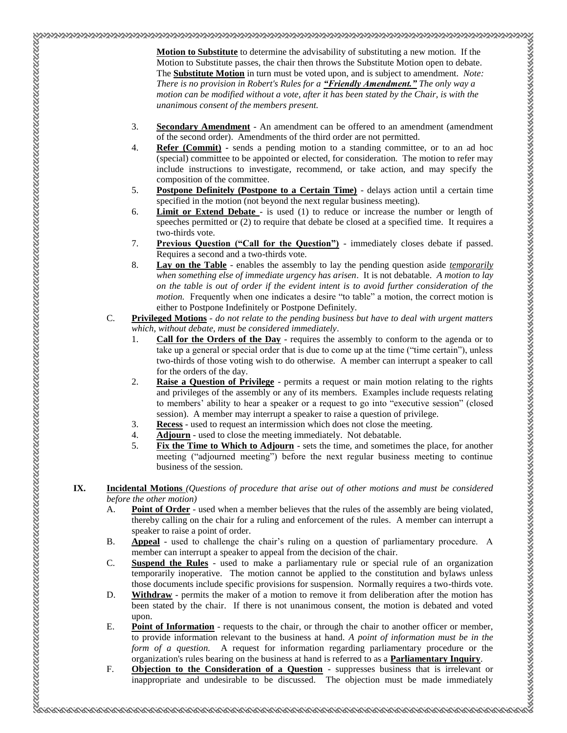**Motion to Substitute** to determine the advisability of substituting a new motion. If the Motion to Substitute passes, the chair then throws the Substitute Motion open to debate. The **Substitute Motion** in turn must be voted upon, and is subject to amendment. *Note: There is no provision in Robert's Rules for a **"Friendly Amendment."** The only way a motion can be modified without a vote, after it has been stated by the Chair, is with the unanimous consent of the members present.*

3. **Secondary Amendment** - An amendment can be offered to an amendment (amendment of the second order). Amendments of the third order are not permitted.
4. **Refer (Commit)** - sends a pending motion to a standing committee, or to an ad hoc (special) committee to be appointed or elected, for consideration. The motion to refer may include instructions to investigate, recommend, or take action, and may specify the composition of the committee.
5. **Postpone Definitely (Postpone to a Certain Time)** - delays action until a certain time specified in the motion (not beyond the next regular business meeting).
6. **Limit or Extend Debate** - is used (1) to reduce or increase the number or length of speeches permitted or (2) to require that debate be closed at a specified time. It requires a two-thirds vote.
7. **Previous Question ("Call for the Question")** - immediately closes debate if passed. Requires a second and a two-thirds vote.
8. **Lay on the Table** - enables the assembly to lay the pending question aside *temporarily when something else of immediate urgency has arisen*. It is not debatable. *A motion to lay on the table is out of order if the evident intent is to avoid further consideration of the motion.* Frequently when one indicates a desire "to table" a motion, the correct motion is either to Postpone Indefinitely or Postpone Definitely.

C. **Privileged Motions** - *do not relate to the pending business but have to deal with urgent matters which, without debate, must be considered immediately*.
   1. **Call for the Orders of the Day** - requires the assembly to conform to the agenda or to take up a general or special order that is due to come up at the time ("time certain"), unless two-thirds of those voting wish to do otherwise. A member can interrupt a speaker to call for the orders of the day.
   2. **Raise a Question of Privilege** - permits a request or main motion relating to the rights and privileges of the assembly or any of its members. Examples include requests relating to members' ability to hear a speaker or a request to go into "executive session" (closed session). A member may interrupt a speaker to raise a question of privilege.
   3. **Recess** - used to request an intermission which does not close the meeting.
   4. **Adjourn** - used to close the meeting immediately. Not debatable.
   5. **Fix the Time to Which to Adjourn** - sets the time, and sometimes the place, for another meeting ("adjourned meeting") before the next regular business meeting to continue business of the session.

**IX. Incidental Motions** *(Questions of procedure that arise out of other motions and must be considered before the other motion)*

A. **Point of Order** - used when a member believes that the rules of the assembly are being violated, thereby calling on the chair for a ruling and enforcement of the rules. A member can interrupt a speaker to raise a point of order.

B. **Appeal** - used to challenge the chair's ruling on a question of parliamentary procedure. A member can interrupt a speaker to appeal from the decision of the chair.

C. **Suspend the Rules** - used to make a parliamentary rule or special rule of an organization temporarily inoperative. The motion cannot be applied to the constitution and bylaws unless those documents include specific provisions for suspension. Normally requires a two-thirds vote.

D. **Withdraw** - permits the maker of a motion to remove it from deliberation after the motion has been stated by the chair. If there is not unanimous consent, the motion is debated and voted upon.

E. **Point of Information** - requests to the chair, or through the chair to another officer or member, to provide information relevant to the business at hand. *A point of information must be in the form of a question.* A request for information regarding parliamentary procedure or the organization's rules bearing on the business at hand is referred to as a **Parliamentary Inquiry**.

F. **Objection to the Consideration of a Question** - suppresses business that is irrelevant or inappropriate and undesirable to be discussed. The objection must be made immediately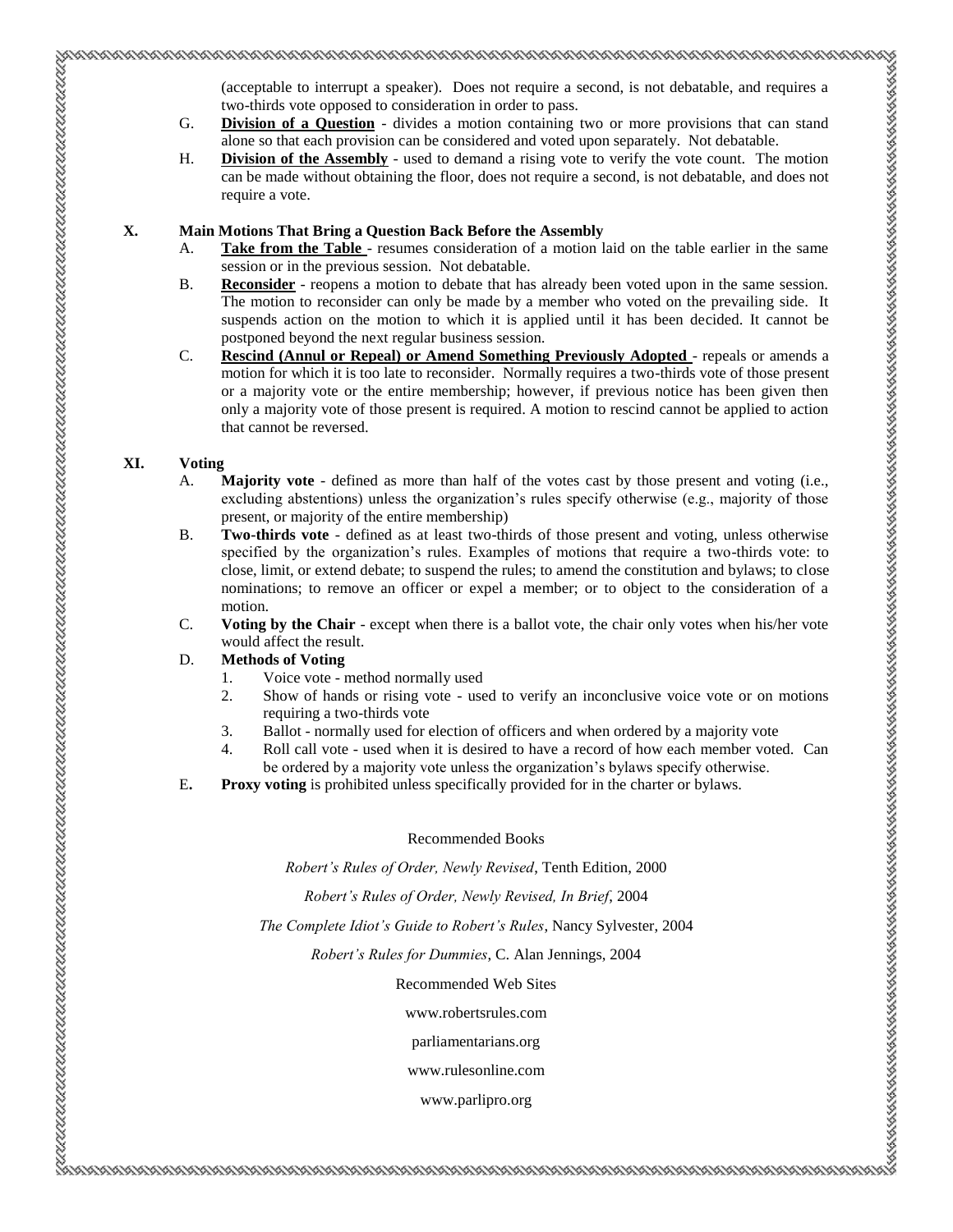(acceptable to interrupt a speaker). Does not require a second, is not debatable, and requires a two-thirds vote opposed to consideration in order to pass.

G. **Division of a Question** - divides a motion containing two or more provisions that can stand alone so that each provision can be considered and voted upon separately. Not debatable.

H. **Division of the Assembly** - used to demand a rising vote to verify the vote count. The motion can be made without obtaining the floor, does not require a second, is not debatable, and does not require a vote.

## X. Main Motions That Bring a Question Back Before the Assembly

A. **Take from the Table** - resumes consideration of a motion laid on the table earlier in the same session or in the previous session. Not debatable.

B. **Reconsider** - reopens a motion to debate that has already been voted upon in the same session. The motion to reconsider can only be made by a member who voted on the prevailing side. It suspends action on the motion to which it is applied until it has been decided. It cannot be postponed beyond the next regular business session.

C. **Rescind (Annul or Repeal) or Amend Something Previously Adopted** - repeals or amends a motion for which it is too late to reconsider. Normally requires a two-thirds vote of those present or a majority vote or the entire membership; however, if previous notice has been given then only a majority vote of those present is required. A motion to rescind cannot be applied to action that cannot be reversed.

## XI. Voting

A. **Majority vote** - defined as more than half of the votes cast by those present and voting (i.e., excluding abstentions) unless the organization's rules specify otherwise (e.g., majority of those present, or majority of the entire membership)

B. **Two-thirds vote** - defined as at least two-thirds of those present and voting, unless otherwise specified by the organization's rules. Examples of motions that require a two-thirds vote: to close, limit, or extend debate; to suspend the rules; to amend the constitution and bylaws; to close nominations; to remove an officer or expel a member; or to object to the consideration of a motion.

C. **Voting by the Chair** - except when there is a ballot vote, the chair only votes when his/her vote would affect the result.

D. **Methods of Voting**

1. Voice vote - method normally used
2. Show of hands or rising vote - used to verify an inconclusive voice vote or on motions requiring a two-thirds vote
3. Ballot - normally used for election of officers and when ordered by a majority vote
4. Roll call vote - used when it is desired to have a record of how each member voted. Can be ordered by a majority vote unless the organization's bylaws specify otherwise.

E. **Proxy voting** is prohibited unless specifically provided for in the charter or bylaws.

Recommended Books

*Robert's Rules of Order, Newly Revised*, Tenth Edition, 2000

*Robert's Rules of Order, Newly Revised, In Brief*, 2004

*The Complete Idiot's Guide to Robert's Rules*, Nancy Sylvester, 2004

*Robert's Rules for Dummies*, C. Alan Jennings, 2004

Recommended Web Sites

www.robertsrules.com

parliamentarians.org

www.rulesonline.com

www.parlipro.org